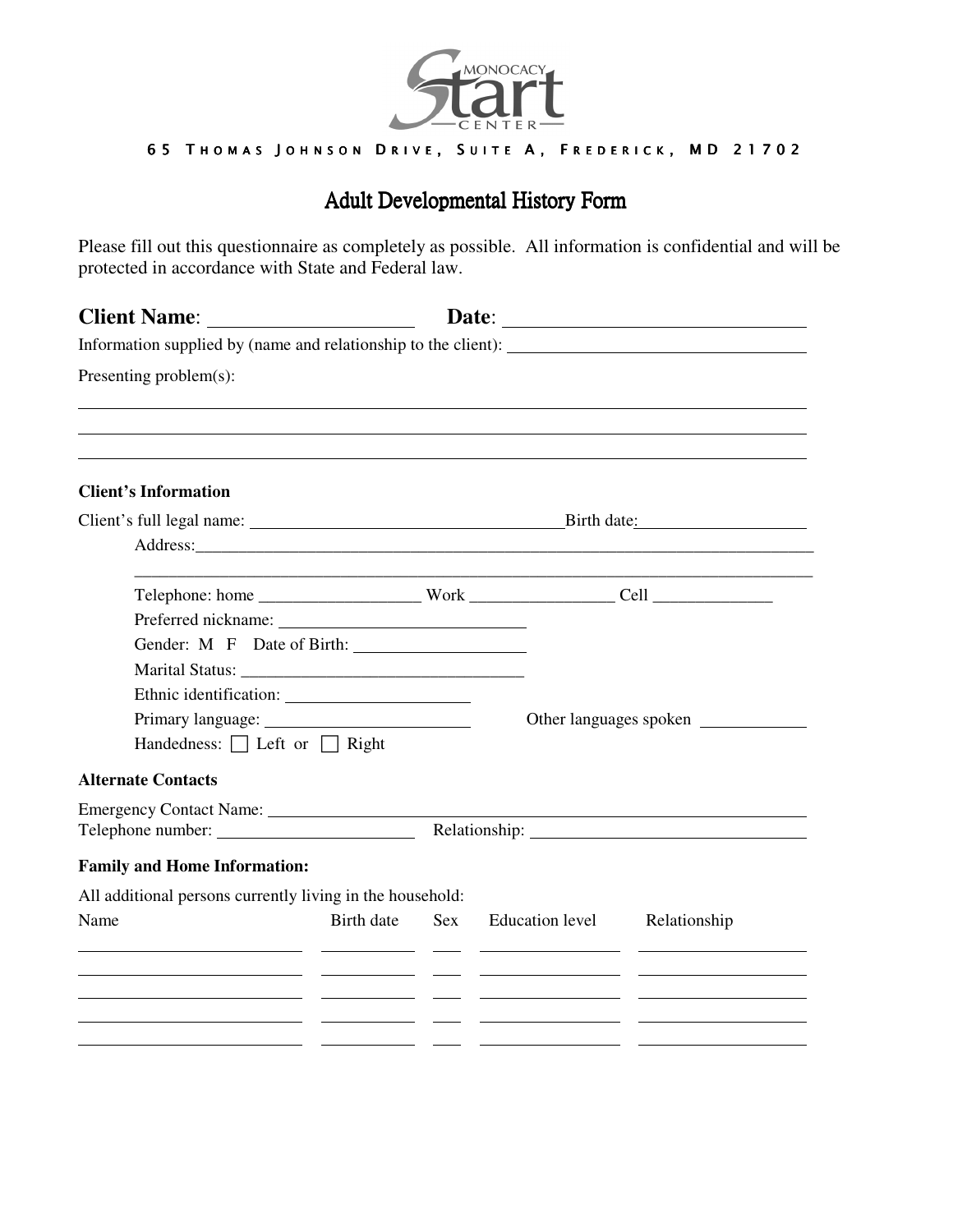MONOCACY **Start** CENTER

65 Thomas Johnson Drive, Suite A, Frederick, MD 21702

# Adult Developmental History Form

Please fill out this questionnaire as completely as possible. All information is confidential and will be protected in accordance with State and Federal law.

**Client Name**: ____________________ **Date**: ______________________________

Information supplied by (name and relationship to the client): ______________________________

Presenting problem(s):

________________________________________________________________________________

________________________________________________________________________________

________________________________________________________________________________

### Client's Information

Client's full legal name: ____________________________________ Birth date: ____________________

Address: ________________________________________________________________________

________________________________________________________________________________

Telephone: home __________________ Work ________________ Cell ______________

Preferred nickname: ____________________________

Gender: M F Date of Birth: ____________________

Marital Status: ________________________________

Ethnic identification: ______________________

Primary language: ______________________ Other languages spoken ____________

Handedness: ☐ Left or ☐ Right

### Alternate Contacts

Emergency Contact Name: ________________________________________________________

Telephone number: ______________________ Relationship: ______________________________

### Family and Home Information:

All additional persons currently living in the household:

| Name | Birth date | Sex | Education level | Relationship |
|---|---|---|---|---|
| | | | | |
| | | | | |
| | | | | |
| | | | | |
| | | | | |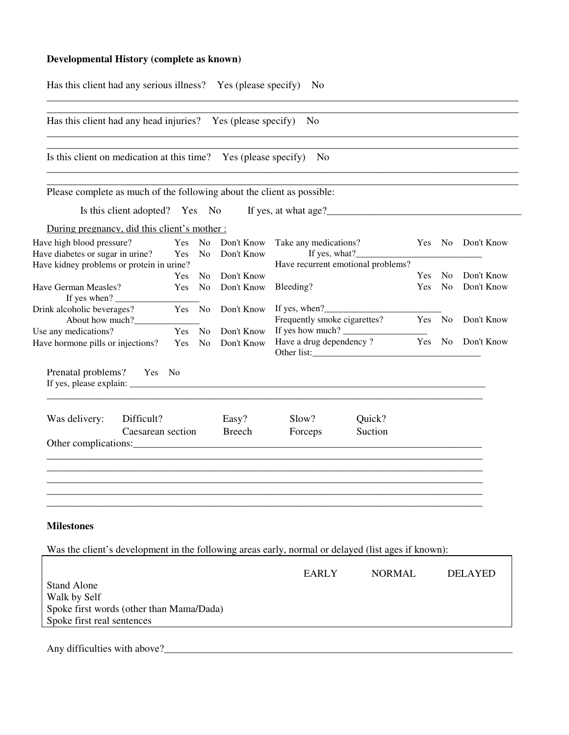**Developmental History (complete as known)**

Has this client had any serious illness? Yes (please specify) No

______________________________________________________________________________________

______________________________________________________________________________________

Has this client had any head injuries? Yes (please specify) No

______________________________________________________________________________________

______________________________________________________________________________________

Is this client on medication at this time? Yes (please specify) No

______________________________________________________________________________________

______________________________________________________________________________________

Please complete as much of the following about the client as possible:

Is this client adopted? Yes No If yes, at what age?_______________________________________

<u>During pregnancy, did this client's mother :</u>

Have high blood pressure? Yes No Don't Know

Have diabetes or sugar in urine? Yes No Don't Know

Have kidney problems or protein in urine? Yes No Don't Know

Have German Measles? Yes No Don't Know

If yes when? __________________

Drink alcoholic beverages? Yes No Don't Know

About how much?______________

Use any medications? Yes No Don't Know

Have hormone pills or injections? Yes No Don't Know

Take any medications? Yes No Don't Know

If yes, what?___________________________

Have recurrent emotional problems? Yes No Don't Know

Bleeding? Yes No Don't Know

If yes, when?_________________________

Frequently smoke cigarettes? Yes No Don't Know

If yes how much? __________________

Have a drug dependency ? Yes No Don't Know

Other list:____________________________________

Prenatal problems? Yes No

If yes, please explain: ________________________________________________________________________________

______________________________________________________________________________________

Was delivery: Difficult? Easy? Slow? Quick?

Caesarean section Breech Forceps Suction

Other complications:____________________________________________________________________

______________________________________________________________________________________

______________________________________________________________________________________

______________________________________________________________________________________

______________________________________________________________________________________

______________________________________________________________________________________

**Milestones**

Was the client's development in the following areas early, normal or delayed (list ages if known):

| | EARLY | NORMAL | DELAYED |
|---|---|---|---|
| Stand Alone | | | |
| Walk by Self | | | |
| Spoke first words (other than Mama/Dada) | | | |
| Spoke first real sentences | | | |

Any difficulties with above?________________________________________________________________________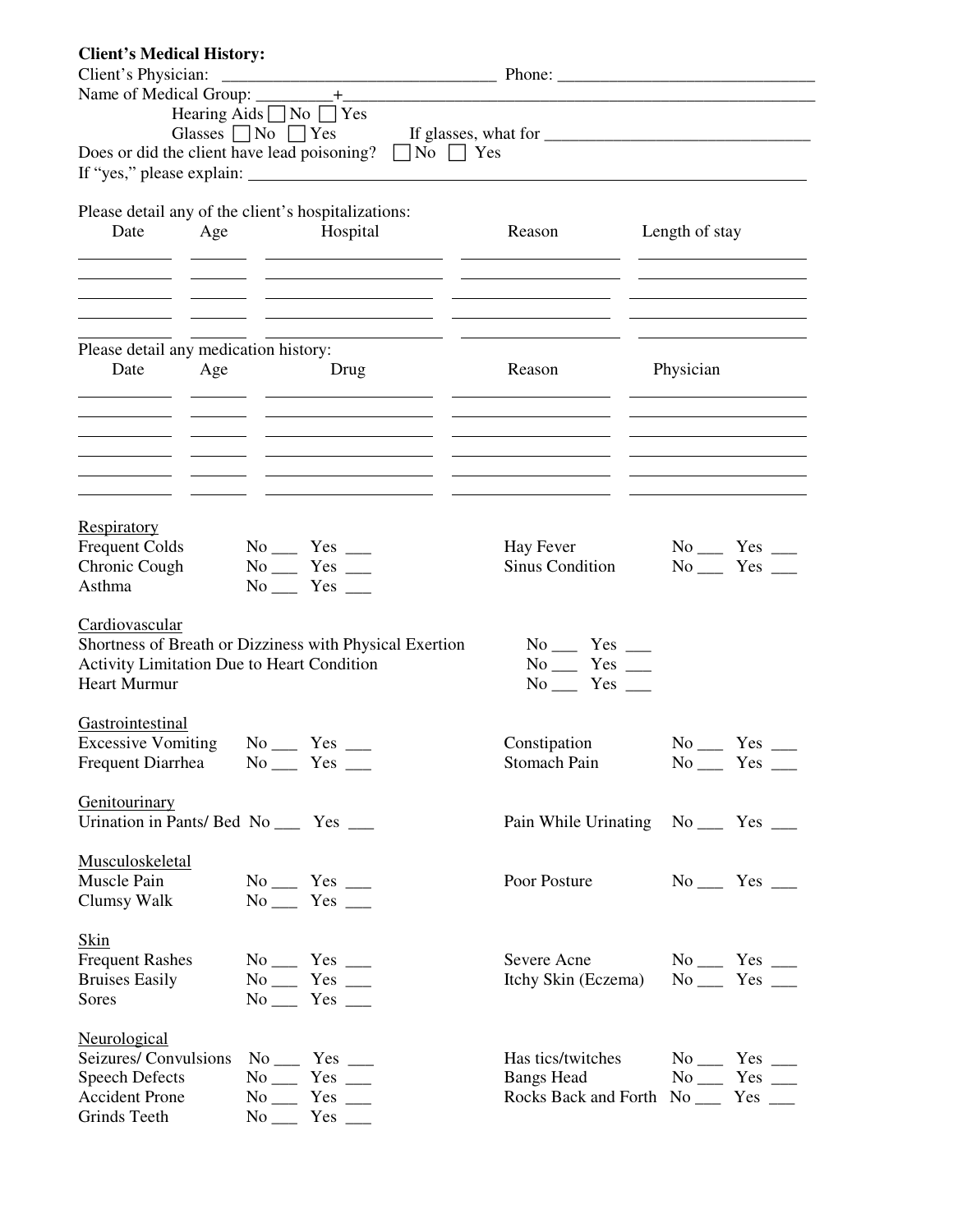**Client's Medical History:**

Client's Physician: ________________________________ Phone: ______________________________

Name of Medical Group: _________+__________________________________________________________

Hearing Aids ☐ No ☐ Yes

Glasses ☐ No ☐ Yes If glasses, what for ________________________________

Does or did the client have lead poisoning? ☐ No ☐ Yes

If "yes," please explain: ___________________________________________________________________

Please detail any of the client's hospitalizations:

| Date | Age | Hospital | Reason | Length of stay |
|---|---|---|---|---|
| | | | | |
| | | | | |
| | | | | |
| | | | | |
| | | | | |

Please detail any medication history:

| Date | Age | Drug | Reason | Physician |
|---|---|---|---|---|
| | | | | |
| | | | | |
| | | | | |
| | | | | |
| | | | | |

Respiratory

Frequent Colds No ___ Yes ___

Chronic Cough No ___ Yes ___

Asthma No ___ Yes ___

Hay Fever No ___ Yes ___

Sinus Condition No ___ Yes ___

Cardiovascular

Shortness of Breath or Dizziness with Physical Exertion No ___ Yes ___

Activity Limitation Due to Heart Condition No ___ Yes ___

Heart Murmur No ___ Yes ___

Gastrointestinal

Excessive Vomiting No ___ Yes ___

Frequent Diarrhea No ___ Yes ___

Constipation No ___ Yes ___

Stomach Pain No ___ Yes ___

Genitourinary

Urination in Pants/ Bed No ___ Yes ___

Pain While Urinating No ___ Yes ___

Musculoskeletal

Muscle Pain No ___ Yes ___

Clumsy Walk No ___ Yes ___

Poor Posture No ___ Yes ___

Skin

Frequent Rashes No ___ Yes ___

Bruises Easily No ___ Yes ___

Sores No ___ Yes ___

Severe Acne No ___ Yes ___

Itchy Skin (Eczema) No ___ Yes ___

Neurological

Seizures/ Convulsions No ___ Yes ___

Speech Defects No ___ Yes ___

Accident Prone No ___ Yes ___

Grinds Teeth No ___ Yes ___

Has tics/twitches No ___ Yes ___

Bangs Head No ___ Yes ___

Rocks Back and Forth No ___ Yes ___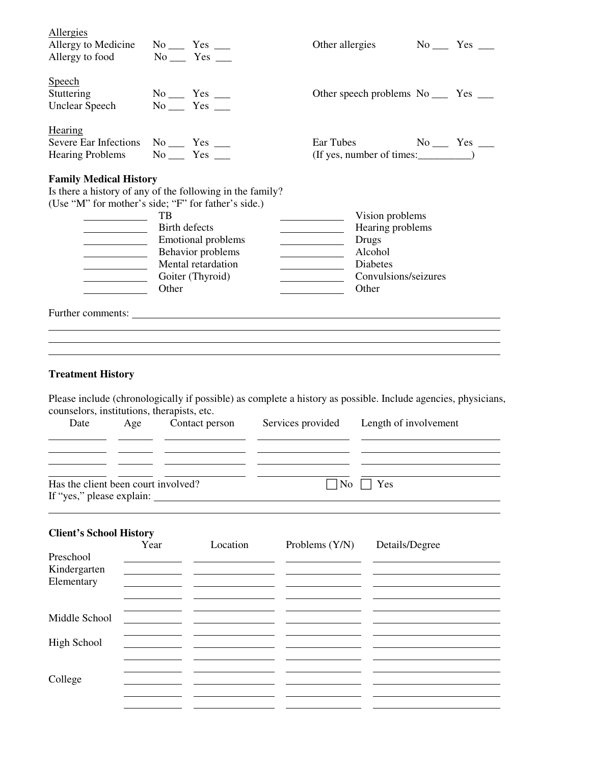Allergies

| | | | |
|---|---|---|---|
| Allergy to Medicine | No ___ Yes ___ | Other allergies | No ___ Yes ___ |
| Allergy to food | No ___ Yes ___ | | |

Speech

| | | | |
|---|---|---|---|
| Stuttering | No ___ Yes ___ | Other speech problems | No ___ Yes ___ |
| Unclear Speech | No ___ Yes ___ | | |

Hearing

| | | | |
|---|---|---|---|
| Severe Ear Infections | No ___ Yes ___ | Ear Tubes | No ___ Yes ___ |
| Hearing Problems | No ___ Yes ___ | (If yes, number of times:__________) | |

**Family Medical History**

Is there a history of any of the following in the family?
(Use "M" for mother's side; "F" for father's side.)

| | | | |
|---|---|---|---|
| ________ | TB | ________ | Vision problems |
| ________ | Birth defects | ________ | Hearing problems |
| ________ | Emotional problems | ________ | Drugs |
| ________ | Behavior problems | ________ | Alcohol |
| ________ | Mental retardation | ________ | Diabetes |
| ________ | Goiter (Thyroid) | ________ | Convulsions/seizures |
| ________ | Other | ________ | Other |

Further comments: ______________________________________________

______________________________________________

______________________________________________

______________________________________________

**Treatment History**

Please include (chronologically if possible) as complete a history as possible. Include agencies, physicians, counselors, institutions, therapists, etc.

| Date | Age | Contact person | Services provided | Length of involvement |
|---|---|---|---|---|
| | | | | |
| | | | | |
| | | | | |
| | | | | |

Has the client been court involved? ☐ No ☐ Yes

If "yes," please explain: ______________________________________________

______________________________________________

**Client's School History**

| | Year | Location | Problems (Y/N) | Details/Degree |
|---|---|---|---|---|
| Preschool | | | | |
| Kindergarten | | | | |
| Elementary | | | | |
| | | | | |
| | | | | |
| Middle School | | | | |
| | | | | |
| High School | | | | |
| | | | | |
| | | | | |
| College | | | | |
| | | | | |
| | | | | |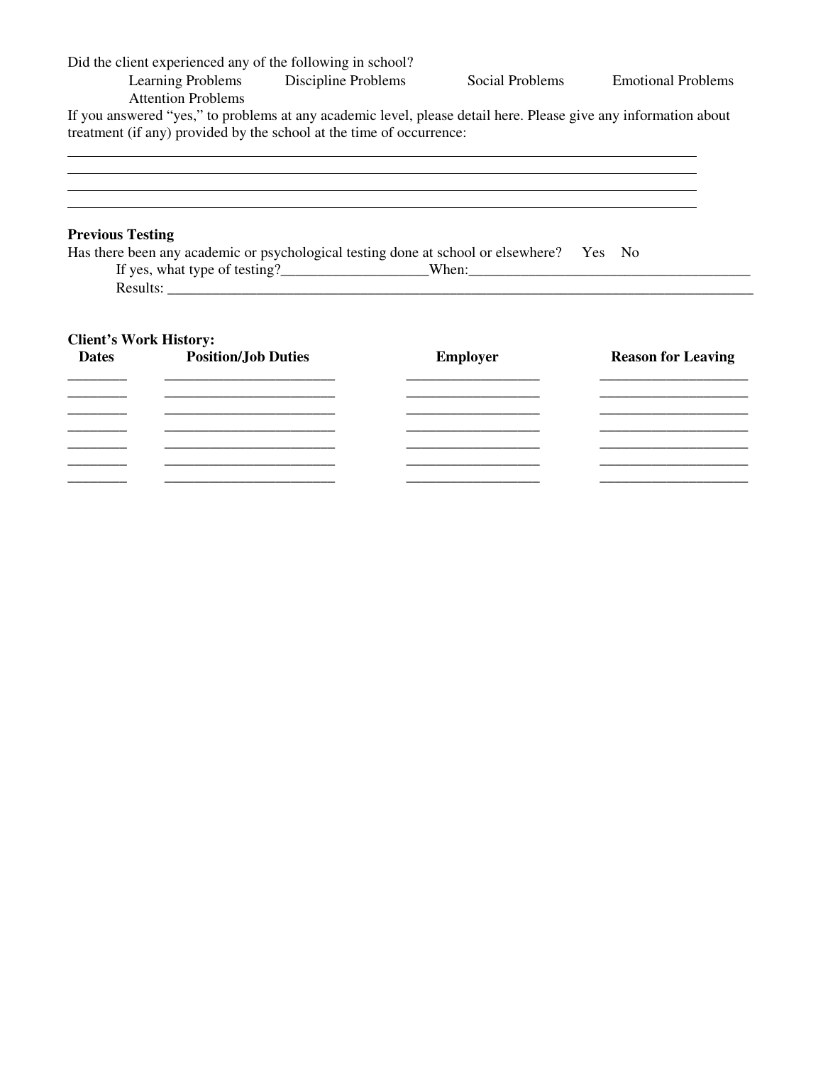Did the client experienced any of the following in school?

Learning Problems   Discipline Problems   Social Problems   Emotional Problems   Attention Problems

If you answered "yes," to problems at any academic level, please detail here. Please give any information about treatment (if any) provided by the school at the time of occurrence:

______________________________________________________________________________
______________________________________________________________________________
______________________________________________________________________________
______________________________________________________________________________

**Previous Testing**

Has there been any academic or psychological testing done at school or elsewhere?   Yes   No

If yes, what type of testing?____________________When:_______________________________________

Results: ________________________________________________________________________________

**Client's Work History:**

| Dates | Position/Job Duties | Employer | Reason for Leaving |
| --- | --- | --- | --- |
| | | | |
| | | | |
| | | | |
| | | | |
| | | | |
| | | | |
| | | | |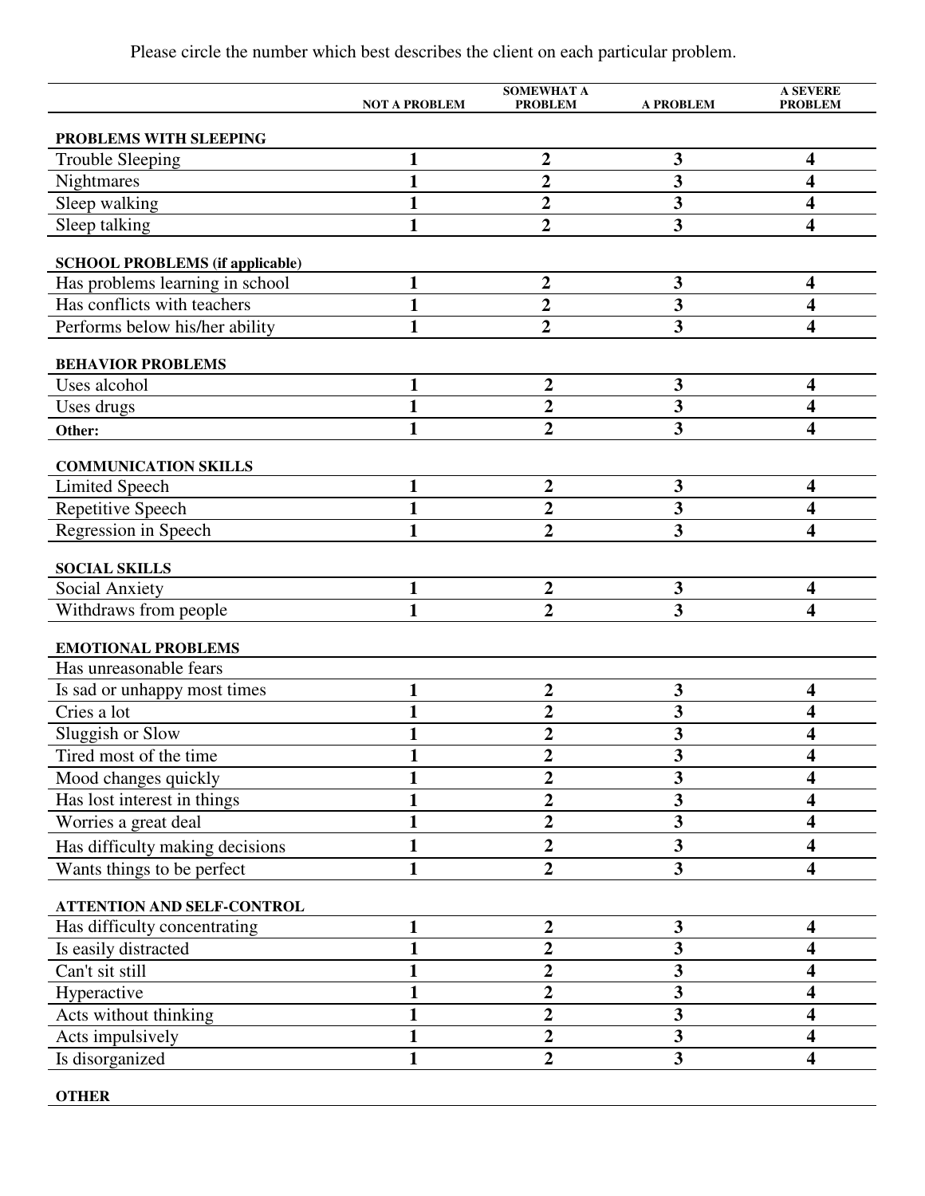Please circle the number which best describes the client on each particular problem.

| | NOT A PROBLEM | SOMEWHAT A PROBLEM | A PROBLEM | A SEVERE PROBLEM |
|---|---|---|---|---|
| **PROBLEMS WITH SLEEPING** | | | | |
| Trouble Sleeping | 1 | 2 | 3 | 4 |
| Nightmares | 1 | 2 | 3 | 4 |
| Sleep walking | 1 | 2 | 3 | 4 |
| Sleep talking | 1 | 2 | 3 | 4 |
| **SCHOOL PROBLEMS (if applicable)** | | | | |
| Has problems learning in school | 1 | 2 | 3 | 4 |
| Has conflicts with teachers | 1 | 2 | 3 | 4 |
| Performs below his/her ability | 1 | 2 | 3 | 4 |
| **BEHAVIOR PROBLEMS** | | | | |
| Uses alcohol | 1 | 2 | 3 | 4 |
| Uses drugs | 1 | 2 | 3 | 4 |
| **Other:** | 1 | 2 | 3 | 4 |
| **COMMUNICATION SKILLS** | | | | |
| Limited Speech | 1 | 2 | 3 | 4 |
| Repetitive Speech | 1 | 2 | 3 | 4 |
| Regression in Speech | 1 | 2 | 3 | 4 |
| **SOCIAL SKILLS** | | | | |
| Social Anxiety | 1 | 2 | 3 | 4 |
| Withdraws from people | 1 | 2 | 3 | 4 |
| **EMOTIONAL PROBLEMS** | | | | |
| Has unreasonable fears | | | | |
| Is sad or unhappy most times | 1 | 2 | 3 | 4 |
| Cries a lot | 1 | 2 | 3 | 4 |
| Sluggish or Slow | 1 | 2 | 3 | 4 |
| Tired most of the time | 1 | 2 | 3 | 4 |
| Mood changes quickly | 1 | 2 | 3 | 4 |
| Has lost interest in things | 1 | 2 | 3 | 4 |
| Worries a great deal | 1 | 2 | 3 | 4 |
| Has difficulty making decisions | 1 | 2 | 3 | 4 |
| Wants things to be perfect | 1 | 2 | 3 | 4 |
| **ATTENTION AND SELF-CONTROL** | | | | |
| Has difficulty concentrating | 1 | 2 | 3 | 4 |
| Is easily distracted | 1 | 2 | 3 | 4 |
| Can't sit still | 1 | 2 | 3 | 4 |
| Hyperactive | 1 | 2 | 3 | 4 |
| Acts without thinking | 1 | 2 | 3 | 4 |
| Acts impulsively | 1 | 2 | 3 | 4 |
| Is disorganized | 1 | 2 | 3 | 4 |
| **OTHER** | | | | |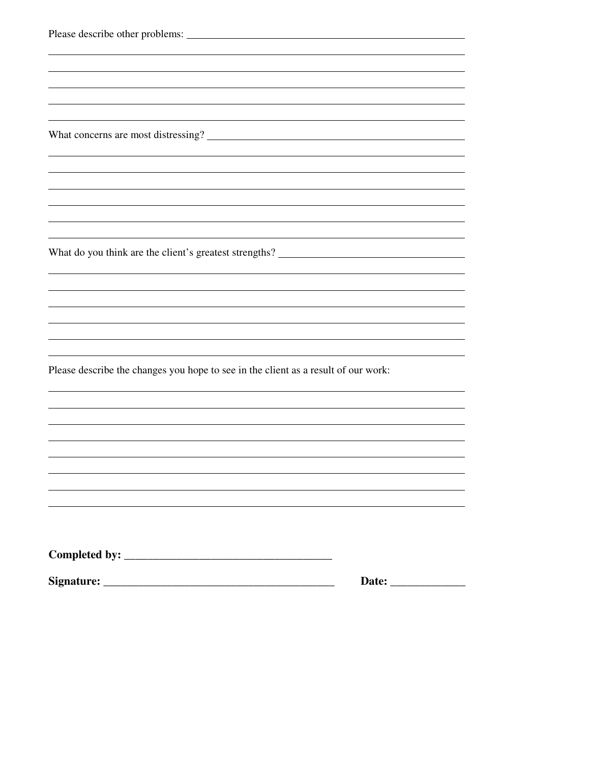Please describe other problems: ____________________________________________

_____________________________________________________________________________

_____________________________________________________________________________

_____________________________________________________________________________

_____________________________________________________________________________

_____________________________________________________________________________

What concerns are most distressing? ____________________________________________

_____________________________________________________________________________

_____________________________________________________________________________

_____________________________________________________________________________

_____________________________________________________________________________

_____________________________________________________________________________

_____________________________________________________________________________

What do you think are the client's greatest strengths? _______________________________

_____________________________________________________________________________

_____________________________________________________________________________

_____________________________________________________________________________

_____________________________________________________________________________

_____________________________________________________________________________

_____________________________________________________________________________

Please describe the changes you hope to see in the client as a result of our work:

_____________________________________________________________________________

_____________________________________________________________________________

_____________________________________________________________________________

_____________________________________________________________________________

_____________________________________________________________________________

_____________________________________________________________________________

_____________________________________________________________________________

_____________________________________________________________________________

**Completed by:** _____________________________________

**Signature:** __________________________________________ **Date:** _____________